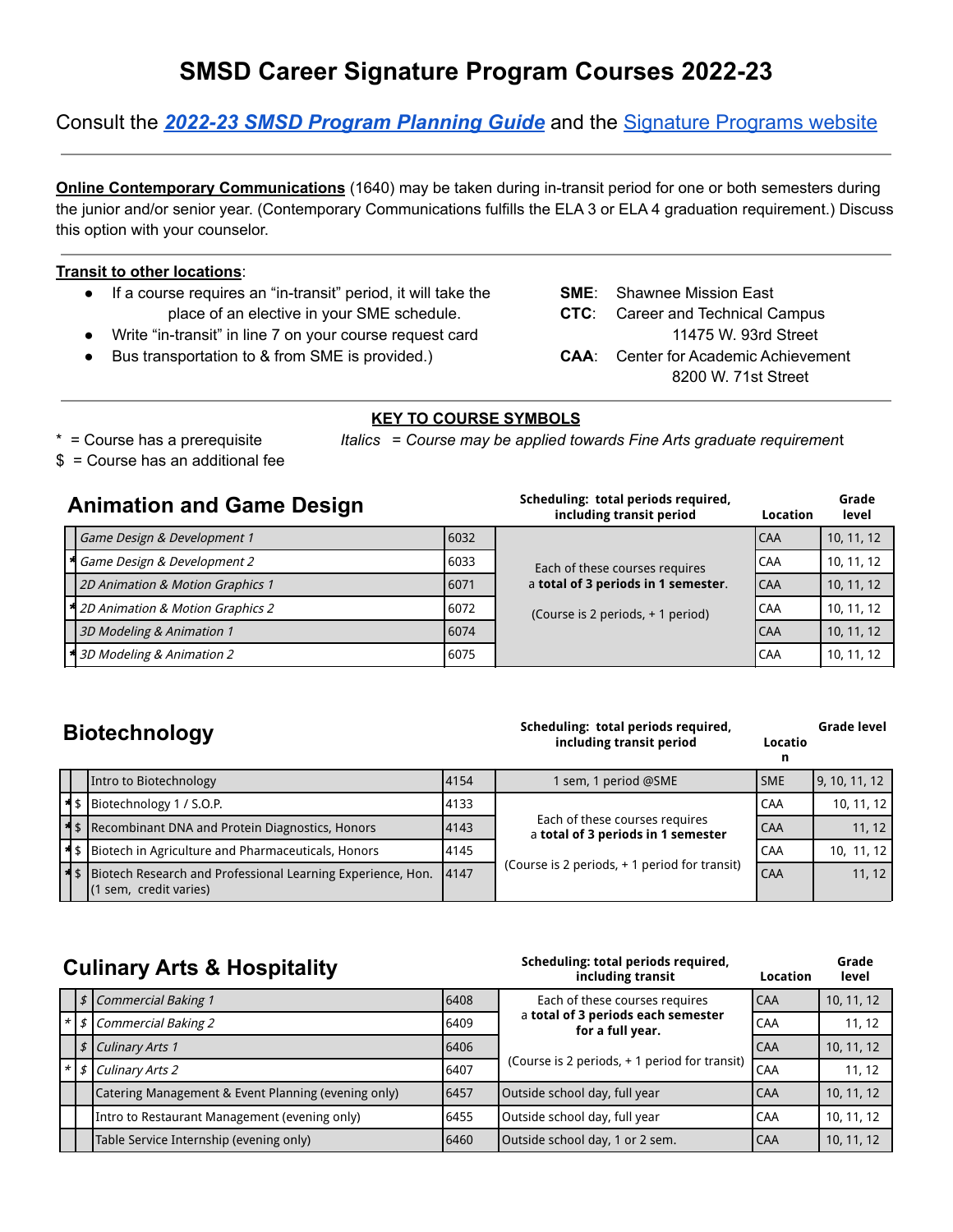# SMSD Career Signature Program Courses 2022-23

Consult the ***2022-23 SMSD Program Planning Guide*** and the Signature Programs website

---

**Online Contemporary Communications** (1640) may be taken during in-transit period for one or both semesters during the junior and/or senior year. (Contemporary Communications fulfills the ELA 3 or ELA 4 graduation requirement.) Discuss this option with your counselor.

---

**Transit to other locations**:

- If a course requires an "in-transit" period, it will take the place of an elective in your SME schedule.
- Write "in-transit" in line 7 on your course request card
- Bus transportation to & from SME is provided.)

**SME**: Shawnee Mission East
**CTC**: Career and Technical Campus
11475 W. 93rd Street
**CAA**: Center for Academic Achievement
8200 W. 71st Street

---

**KEY TO COURSE SYMBOLS**

\* = Course has a prerequisite
$ = Course has an additional fee
*Italics = Course may be applied towards Fine Arts graduate requirement*

## Animation and Game Design

| | Course | Number | Scheduling: total periods required, including transit period | Location | Grade level |
|---|---|---|---|---|---|
| | *Game Design & Development 1* | 6032 | Each of these courses requires a **total of 3 periods in 1 semester**. (Course is 2 periods, + 1 period) | CAA | 10, 11, 12 |
| * | *Game Design & Development 2* | 6033 | | CAA | 10, 11, 12 |
| | *2D Animation & Motion Graphics 1* | 6071 | | CAA | 10, 11, 12 |
| * | *2D Animation & Motion Graphics 2* | 6072 | | CAA | 10, 11, 12 |
| | *3D Modeling & Animation 1* | 6074 | | CAA | 10, 11, 12 |
| * | *3D Modeling & Animation 2* | 6075 | | CAA | 10, 11, 12 |

## Biotechnology

| | | Course | Number | Scheduling: total periods required, including transit period | Location | Grade level |
|---|---|---|---|---|---|---|
| | | Intro to Biotechnology | 4154 | 1 sem, 1 period @SME | SME | 9, 10, 11, 12 |
| * | $ | Biotechnology 1 / S.O.P. | 4133 | Each of these courses requires a **total of 3 periods in 1 semester** (Course is 2 periods, + 1 period for transit) | CAA | 10, 11, 12 |
| * | $ | Recombinant DNA and Protein Diagnostics, Honors | 4143 | | CAA | 11, 12 |
| * | $ | Biotech in Agriculture and Pharmaceuticals, Honors | 4145 | | CAA | 10, 11, 12 |
| * | $ | Biotech Research and Professional Learning Experience, Hon. (1 sem, credit varies) | 4147 | | CAA | 11, 12 |

## Culinary Arts & Hospitality

| | | Course | Number | Scheduling: total periods required, including transit | Location | Grade level |
|---|---|---|---|---|---|---|
| | $ | *Commercial Baking 1* | 6408 | Each of these courses requires a **total of 3 periods each semester for a full year.** (Course is 2 periods, + 1 period for transit) | CAA | 10, 11, 12 |
| * | $ | *Commercial Baking 2* | 6409 | | CAA | 11, 12 |
| | $ | *Culinary Arts 1* | 6406 | | CAA | 10, 11, 12 |
| * | $ | *Culinary Arts 2* | 6407 | | CAA | 11, 12 |
| | | Catering Management & Event Planning (evening only) | 6457 | Outside school day, full year | CAA | 10, 11, 12 |
| | | Intro to Restaurant Management (evening only) | 6455 | Outside school day, full year | CAA | 10, 11, 12 |
| | | Table Service Internship (evening only) | 6460 | Outside school day, 1 or 2 sem. | CAA | 10, 11, 12 |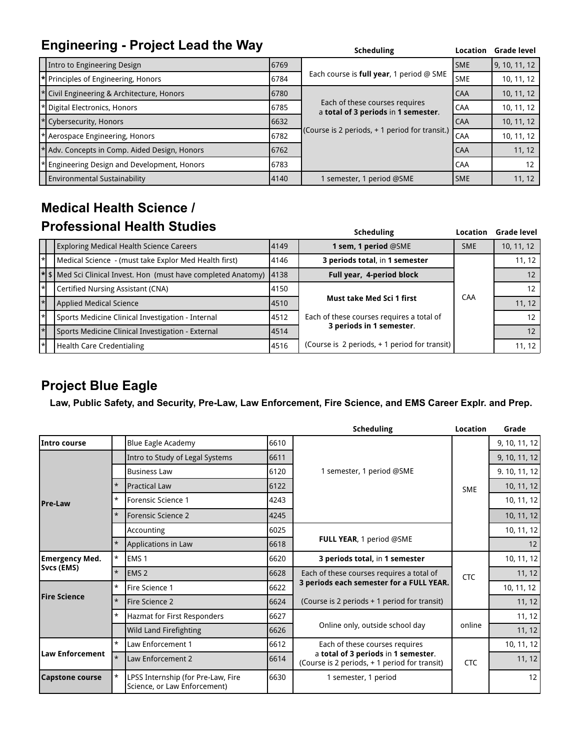## Engineering - Project Lead the Way

| | Course | Code | Scheduling | Location | Grade level |
|---|---|---|---|---|---|
| | Intro to Engineering Design | 6769 | Each course is **full year**, 1 period @ SME | SME | 9, 10, 11, 12 |
| * | Principles of Engineering, Honors | 6784 | | SME | 10, 11, 12 |
| * | Civil Engineering & Architecture, Honors | 6780 | Each of these courses requires a **total of 3 periods** in **1 semester**. (Course is 2 periods, + 1 period for transit.) | CAA | 10, 11, 12 |
| * | Digital Electronics, Honors | 6785 | | CAA | 10, 11, 12 |
| * | Cybersecurity, Honors | 6632 | | CAA | 10, 11, 12 |
| * | Aerospace Engineering, Honors | 6782 | | CAA | 10, 11, 12 |
| * | Adv. Concepts in Comp. Aided Design, Honors | 6762 | | CAA | 11, 12 |
| * | Engineering Design and Development, Honors | 6783 | | CAA | 12 |
| | Environmental Sustainability | 4140 | 1 semester, 1 period @SME | SME | 11, 12 |

## Medical Health Science / Professional Health Studies

| | | Course | Code | Scheduling | Location | Grade level |
|---|---|---|---|---|---|---|
| | | Exploring Medical Health Science Careers | 4149 | **1 sem, 1 period** @SME | SME | 10, 11, 12 |
| * | | Medical Science - (must take Explor Med Health first) | 4146 | **3 periods total**, in **1 semester** | CAA | 11, 12 |
| **\*** | $ | Med Sci Clinical Invest. Hon (must have completed Anatomy) | 4138 | **Full year, 4-period block** | | 12 |
| * | | Certified Nursing Assistant (CNA) | 4150 | **Must take Med Sci 1 first** Each of these courses requires a total of **3 periods in 1 semester**. (Course is 2 periods, + 1 period for transit) | | 12 |
| * | | Applied Medical Science | 4510 | | | 11, 12 |
| * | | Sports Medicine Clinical Investigation - Internal | 4512 | | | 12 |
| * | | Sports Medicine Clinical Investigation - External | 4514 | | | 12 |
| * | | Health Care Credentialing | 4516 | | | 11, 12 |

## Project Blue Eagle

**Law, Public Safety, and Security, Pre-Law, Law Enforcement, Fire Science, and EMS Career Explr. and Prep.**

| | | Course | Code | Scheduling | Location | Grade |
|---|---|---|---|---|---|---|
| **Intro course** | | Blue Eagle Academy | 6610 | 1 semester, 1 period @SME | SME | 9, 10, 11, 12 |
| **Pre-Law** | | Intro to Study of Legal Systems | 6611 | | | 9, 10, 11, 12 |
| | | Business Law | 6120 | | | 9. 10, 11, 12 |
| | * | Practical Law | 6122 | | | 10, 11, 12 |
| | * | Forensic Science 1 | 4243 | | | 10, 11, 12 |
| | * | Forensic Science 2 | 4245 | | | 10, 11, 12 |
| | | Accounting | 6025 | **FULL YEAR**, 1 period @SME | | 10, 11, 12 |
| | * | Applications in Law | 6618 | | | 12 |
| **Emergency Med. Svcs (EMS)** | * | EMS 1 | 6620 | **3 periods total,** in **1 semester** | CTC | 10, 11, 12 |
| | * | EMS 2 | 6628 | Each of these courses requires a total of **3 periods each semester for a FULL YEAR.** (Course is 2 periods + 1 period for transit) | | 11, 12 |
| **Fire Science** | * | Fire Science 1 | 6622 | | | 10, 11, 12 |
| | * | Fire Science 2 | 6624 | | | 11, 12 |
| | * | Hazmat for First Responders | 6627 | Online only, outside school day | online | 11, 12 |
| | | Wild Land Firefighting | 6626 | | | 11, 12 |
| **Law Enforcement** | * | Law Enforcement 1 | 6612 | Each of these courses requires a **total of 3 periods** in **1 semester**. (Course is 2 periods, + 1 period for transit) | CTC | 10, 11, 12 |
| | * | Law Enforcement 2 | 6614 | | | 11, 12 |
| **Capstone course** | * | LPSS Internship (for Pre-Law, Fire Science, or Law Enforcement) | 6630 | 1 semester, 1 period | | 12 |